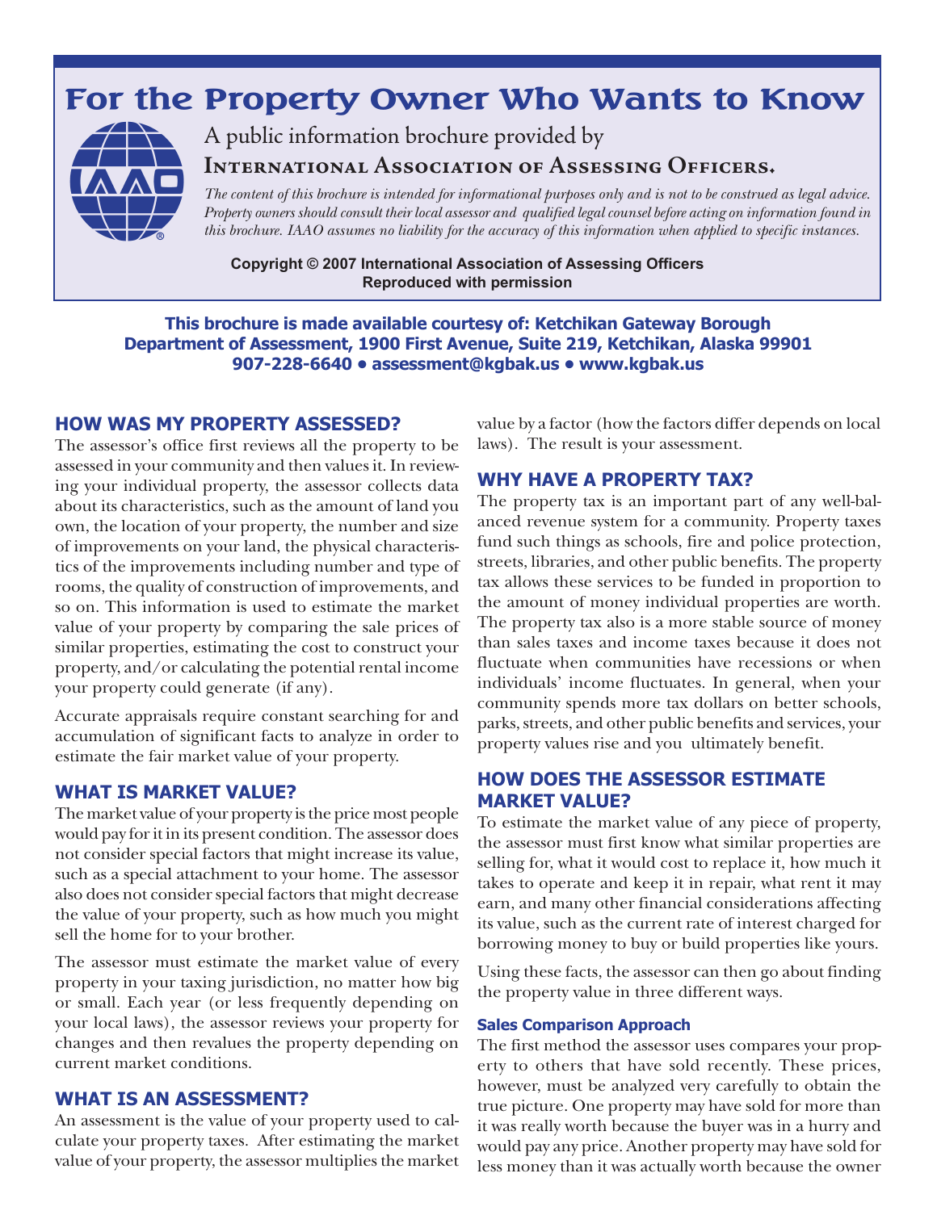# For the Property Owner Who Wants to Know

A public information brochure provided by

**International Association of Assessing Officers.**

*The content of this brochure is intended for informational purposes only and is not to be construed as legal advice. Property owners should consult their local assessor and qualified legal counsel before acting on information found in this brochure. IAAO assumes no liability for the accuracy of this information when applied to specific instances.*

**Copyright © 2007 International Association of Assessing Officers**
**Reproduced with permission**

**This brochure is made available courtesy of: Ketchikan Gateway Borough Department of Assessment, 1900 First Avenue, Suite 219, Ketchikan, Alaska 99901**
**907-228-6640 • assessment@kgbak.us • www.kgbak.us**

## HOW WAS MY PROPERTY ASSESSED?

The assessor's office first reviews all the property to be assessed in your community and then values it. In reviewing your individual property, the assessor collects data about its characteristics, such as the amount of land you own, the location of your property, the number and size of improvements on your land, the physical characteristics of the improvements including number and type of rooms, the quality of construction of improvements, and so on. This information is used to estimate the market value of your property by comparing the sale prices of similar properties, estimating the cost to construct your property, and/or calculating the potential rental income your property could generate (if any).

Accurate appraisals require constant searching for and accumulation of significant facts to analyze in order to estimate the fair market value of your property.

## WHAT IS MARKET VALUE?

The market value of your property is the price most people would pay for it in its present condition. The assessor does not consider special factors that might increase its value, such as a special attachment to your home. The assessor also does not consider special factors that might decrease the value of your property, such as how much you might sell the home for to your brother.

The assessor must estimate the market value of every property in your taxing jurisdiction, no matter how big or small. Each year (or less frequently depending on your local laws), the assessor reviews your property for changes and then revalues the property depending on current market conditions.

## WHAT IS AN ASSESSMENT?

An assessment is the value of your property used to calculate your property taxes. After estimating the market value of your property, the assessor multiplies the market value by a factor (how the factors differ depends on local laws). The result is your assessment.

## WHY HAVE A PROPERTY TAX?

The property tax is an important part of any well-balanced revenue system for a community. Property taxes fund such things as schools, fire and police protection, streets, libraries, and other public benefits. The property tax allows these services to be funded in proportion to the amount of money individual properties are worth. The property tax also is a more stable source of money than sales taxes and income taxes because it does not fluctuate when communities have recessions or when individuals' income fluctuates. In general, when your community spends more tax dollars on better schools, parks, streets, and other public benefits and services, your property values rise and you ultimately benefit.

## HOW DOES THE ASSESSOR ESTIMATE MARKET VALUE?

To estimate the market value of any piece of property, the assessor must first know what similar properties are selling for, what it would cost to replace it, how much it takes to operate and keep it in repair, what rent it may earn, and many other financial considerations affecting its value, such as the current rate of interest charged for borrowing money to buy or build properties like yours.

Using these facts, the assessor can then go about finding the property value in three different ways.

### Sales Comparison Approach

The first method the assessor uses compares your property to others that have sold recently. These prices, however, must be analyzed very carefully to obtain the true picture. One property may have sold for more than it was really worth because the buyer was in a hurry and would pay any price. Another property may have sold for less money than it was actually worth because the owner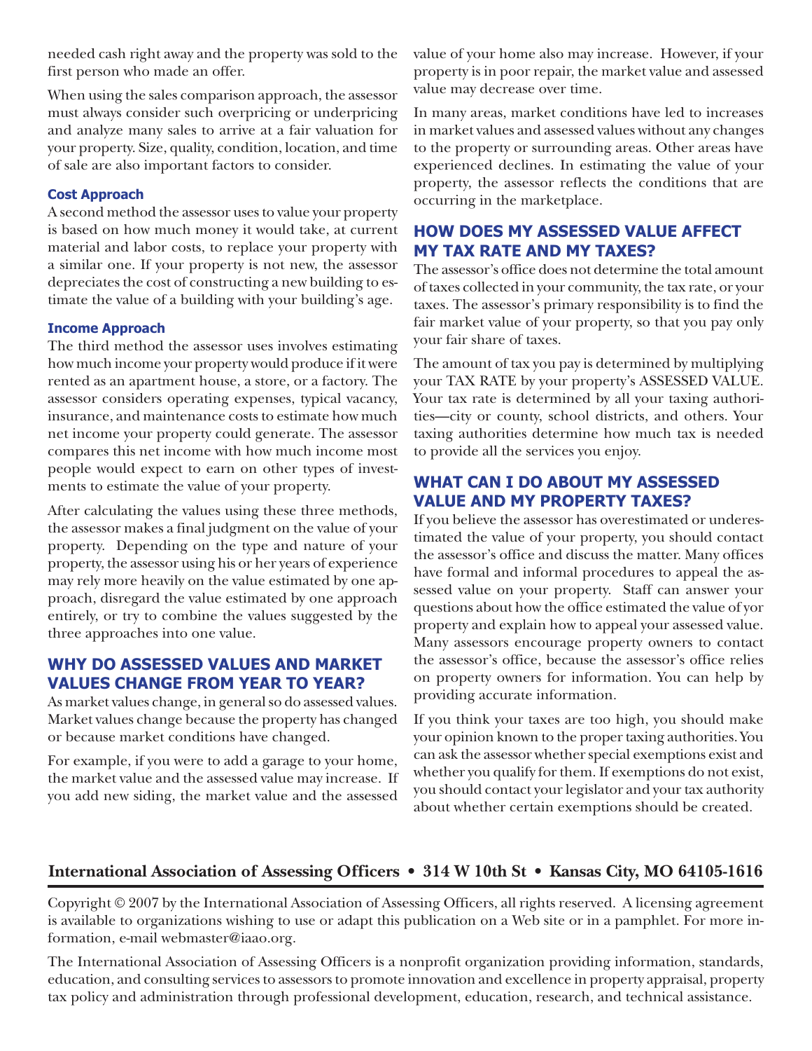needed cash right away and the property was sold to the first person who made an offer.

When using the sales comparison approach, the assessor must always consider such overpricing or underpricing and analyze many sales to arrive at a fair valuation for your property. Size, quality, condition, location, and time of sale are also important factors to consider.

### Cost Approach

A second method the assessor uses to value your property is based on how much money it would take, at current material and labor costs, to replace your property with a similar one. If your property is not new, the assessor depreciates the cost of constructing a new building to estimate the value of a building with your building's age.

### Income Approach

The third method the assessor uses involves estimating how much income your property would produce if it were rented as an apartment house, a store, or a factory. The assessor considers operating expenses, typical vacancy, insurance, and maintenance costs to estimate how much net income your property could generate. The assessor compares this net income with how much income most people would expect to earn on other types of investments to estimate the value of your property.

After calculating the values using these three methods, the assessor makes a final judgment on the value of your property. Depending on the type and nature of your property, the assessor using his or her years of experience may rely more heavily on the value estimated by one approach, disregard the value estimated by one approach entirely, or try to combine the values suggested by the three approaches into one value.

## WHY DO ASSESSED VALUES AND MARKET VALUES CHANGE FROM YEAR TO YEAR?

As market values change, in general so do assessed values. Market values change because the property has changed or because market conditions have changed.

For example, if you were to add a garage to your home, the market value and the assessed value may increase. If you add new siding, the market value and the assessed value of your home also may increase. However, if your property is in poor repair, the market value and assessed value may decrease over time.

In many areas, market conditions have led to increases in market values and assessed values without any changes to the property or surrounding areas. Other areas have experienced declines. In estimating the value of your property, the assessor reflects the conditions that are occurring in the marketplace.

## HOW DOES MY ASSESSED VALUE AFFECT MY TAX RATE AND MY TAXES?

The assessor's office does not determine the total amount of taxes collected in your community, the tax rate, or your taxes. The assessor's primary responsibility is to find the fair market value of your property, so that you pay only your fair share of taxes.

The amount of tax you pay is determined by multiplying your TAX RATE by your property's ASSESSED VALUE. Your tax rate is determined by all your taxing authorities—city or county, school districts, and others. Your taxing authorities determine how much tax is needed to provide all the services you enjoy.

## WHAT CAN I DO ABOUT MY ASSESSED VALUE AND MY PROPERTY TAXES?

If you believe the assessor has overestimated or underestimated the value of your property, you should contact the assessor's office and discuss the matter. Many offices have formal and informal procedures to appeal the assessed value on your property. Staff can answer your questions about how the office estimated the value of yor property and explain how to appeal your assessed value. Many assessors encourage property owners to contact the assessor's office, because the assessor's office relies on property owners for information. You can help by providing accurate information.

If you think your taxes are too high, you should make your opinion known to the proper taxing authorities. You can ask the assessor whether special exemptions exist and whether you qualify for them. If exemptions do not exist, you should contact your legislator and your tax authority about whether certain exemptions should be created.

**International Association of Assessing Officers • 314 W 10th St • Kansas City, MO 64105-1616**

Copyright © 2007 by the International Association of Assessing Officers, all rights reserved. A licensing agreement is available to organizations wishing to use or adapt this publication on a Web site or in a pamphlet. For more information, e-mail webmaster@iaao.org.

The International Association of Assessing Officers is a nonprofit organization providing information, standards, education, and consulting services to assessors to promote innovation and excellence in property appraisal, property tax policy and administration through professional development, education, research, and technical assistance.